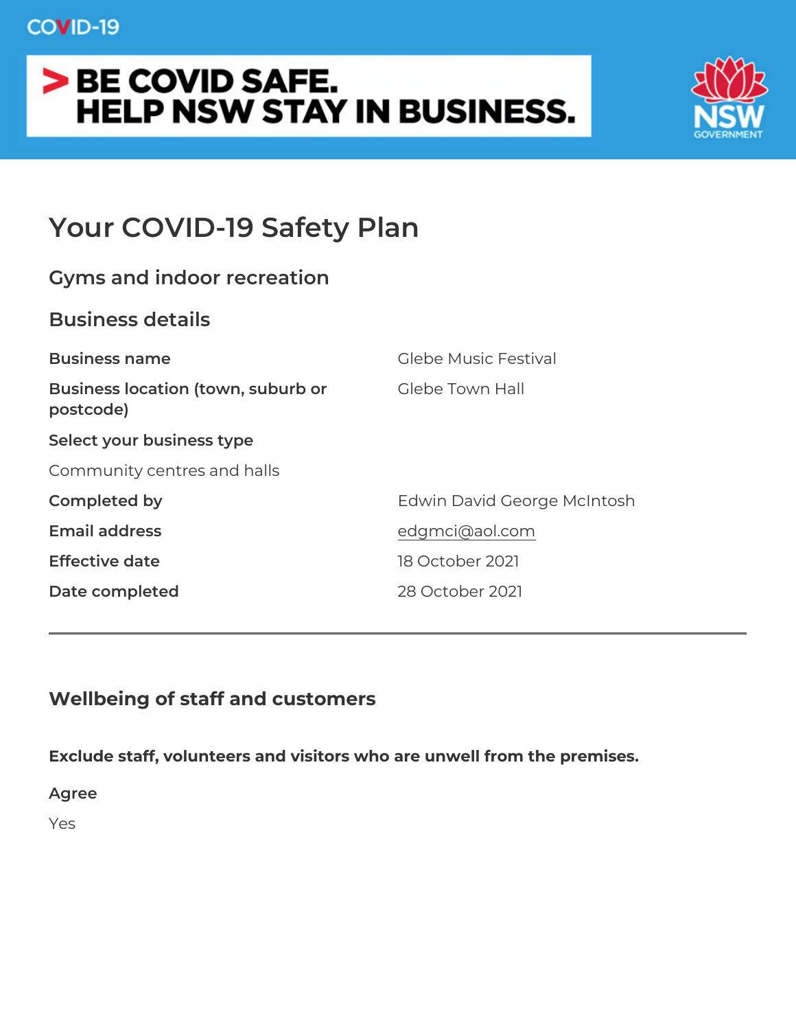COVID-19

> BE COVID SAFE.
> HELP NSW STAY IN BUSINESS.

NSW GOVERNMENT

# Your COVID-19 Safety Plan

## Gyms and indoor recreation

## Business details

| | |
|---|---|
| **Business name** | Glebe Music Festival |
| **Business location (town, suburb or postcode)** | Glebe Town Hall |

**Select your business type**

Community centres and halls

| | |
|---|---|
| **Completed by** | Edwin David George McIntosh |
| **Email address** | edgmci@aol.com |
| **Effective date** | 18 October 2021 |
| **Date completed** | 28 October 2021 |

---

## Wellbeing of staff and customers

**Exclude staff, volunteers and visitors who are unwell from the premises.**

**Agree**

Yes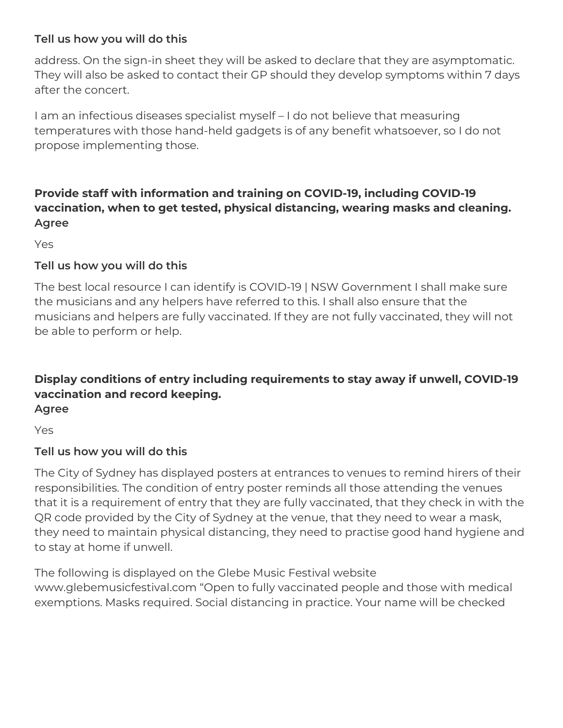**Tell us how you will do this**

address. On the sign-in sheet they will be asked to declare that they are asymptomatic. They will also be asked to contact their GP should they develop symptoms within 7 days after the concert.

I am an infectious diseases specialist myself – I do not believe that measuring temperatures with those hand-held gadgets is of any benefit whatsoever, so I do not propose implementing those.

**Provide staff with information and training on COVID-19, including COVID-19 vaccination, when to get tested, physical distancing, wearing masks and cleaning.**
**Agree**

Yes

**Tell us how you will do this**

The best local resource I can identify is COVID-19 | NSW Government I shall make sure the musicians and any helpers have referred to this. I shall also ensure that the musicians and helpers are fully vaccinated. If they are not fully vaccinated, they will not be able to perform or help.

**Display conditions of entry including requirements to stay away if unwell, COVID-19 vaccination and record keeping.**
**Agree**

Yes

**Tell us how you will do this**

The City of Sydney has displayed posters at entrances to venues to remind hirers of their responsibilities. The condition of entry poster reminds all those attending the venues that it is a requirement of entry that they are fully vaccinated, that they check in with the QR code provided by the City of Sydney at the venue, that they need to wear a mask, they need to maintain physical distancing, they need to practise good hand hygiene and to stay at home if unwell.

The following is displayed on the Glebe Music Festival website www.glebemusicfestival.com "Open to fully vaccinated people and those with medical exemptions. Masks required. Social distancing in practice. Your name will be checked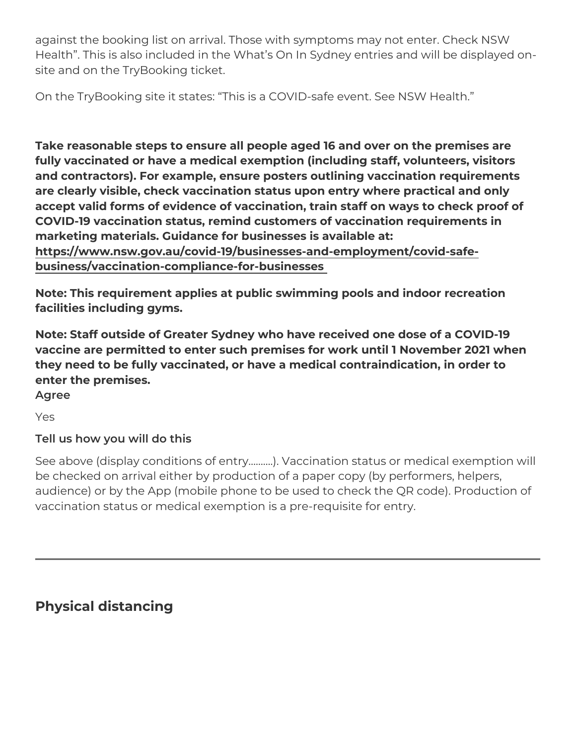against the booking list on arrival. Those with symptoms may not enter. Check NSW Health". This is also included in the What's On In Sydney entries and will be displayed on-site and on the TryBooking ticket.

On the TryBooking site it states: "This is a COVID-safe event. See NSW Health."

**Take reasonable steps to ensure all people aged 16 and over on the premises are fully vaccinated or have a medical exemption (including staff, volunteers, visitors and contractors). For example, ensure posters outlining vaccination requirements are clearly visible, check vaccination status upon entry where practical and only accept valid forms of evidence of vaccination, train staff on ways to check proof of COVID-19 vaccination status, remind customers of vaccination requirements in marketing materials. Guidance for businesses is available at: [https://www.nsw.gov.au/covid-19/businesses-and-employment/covid-safe-business/vaccination-compliance-for-businesses](https://www.nsw.gov.au/covid-19/businesses-and-employment/covid-safe-business/vaccination-compliance-for-businesses)**

**Note: This requirement applies at public swimming pools and indoor recreation facilities including gyms.**

**Note: Staff outside of Greater Sydney who have received one dose of a COVID-19 vaccine are permitted to enter such premises for work until 1 November 2021 when they need to be fully vaccinated, or have a medical contraindication, in order to enter the premises.**

**Agree**

Yes

**Tell us how you will do this**

See above (display conditions of entry.........). Vaccination status or medical exemption will be checked on arrival either by production of a paper copy (by performers, helpers, audience) or by the App (mobile phone to be used to check the QR code). Production of vaccination status or medical exemption is a pre-requisite for entry.

---

## Physical distancing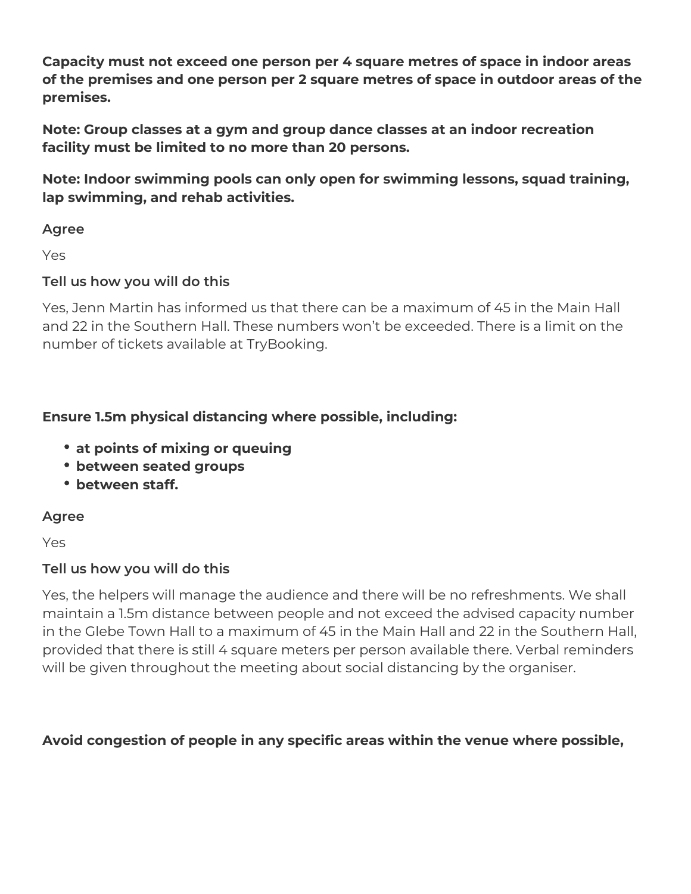**Capacity must not exceed one person per 4 square metres of space in indoor areas of the premises and one person per 2 square metres of space in outdoor areas of the premises.**

**Note: Group classes at a gym and group dance classes at an indoor recreation facility must be limited to no more than 20 persons.**

**Note: Indoor swimming pools can only open for swimming lessons, squad training, lap swimming, and rehab activities.**

**Agree**

Yes

**Tell us how you will do this**

Yes, Jenn Martin has informed us that there can be a maximum of 45 in the Main Hall and 22 in the Southern Hall. These numbers won't be exceeded. There is a limit on the number of tickets available at TryBooking.

**Ensure 1.5m physical distancing where possible, including:**

- **at points of mixing or queuing**
- **between seated groups**
- **between staff.**

**Agree**

Yes

**Tell us how you will do this**

Yes, the helpers will manage the audience and there will be no refreshments. We shall maintain a 1.5m distance between people and not exceed the advised capacity number in the Glebe Town Hall to a maximum of 45 in the Main Hall and 22 in the Southern Hall, provided that there is still 4 square meters per person available there. Verbal reminders will be given throughout the meeting about social distancing by the organiser.

**Avoid congestion of people in any specific areas within the venue where possible,**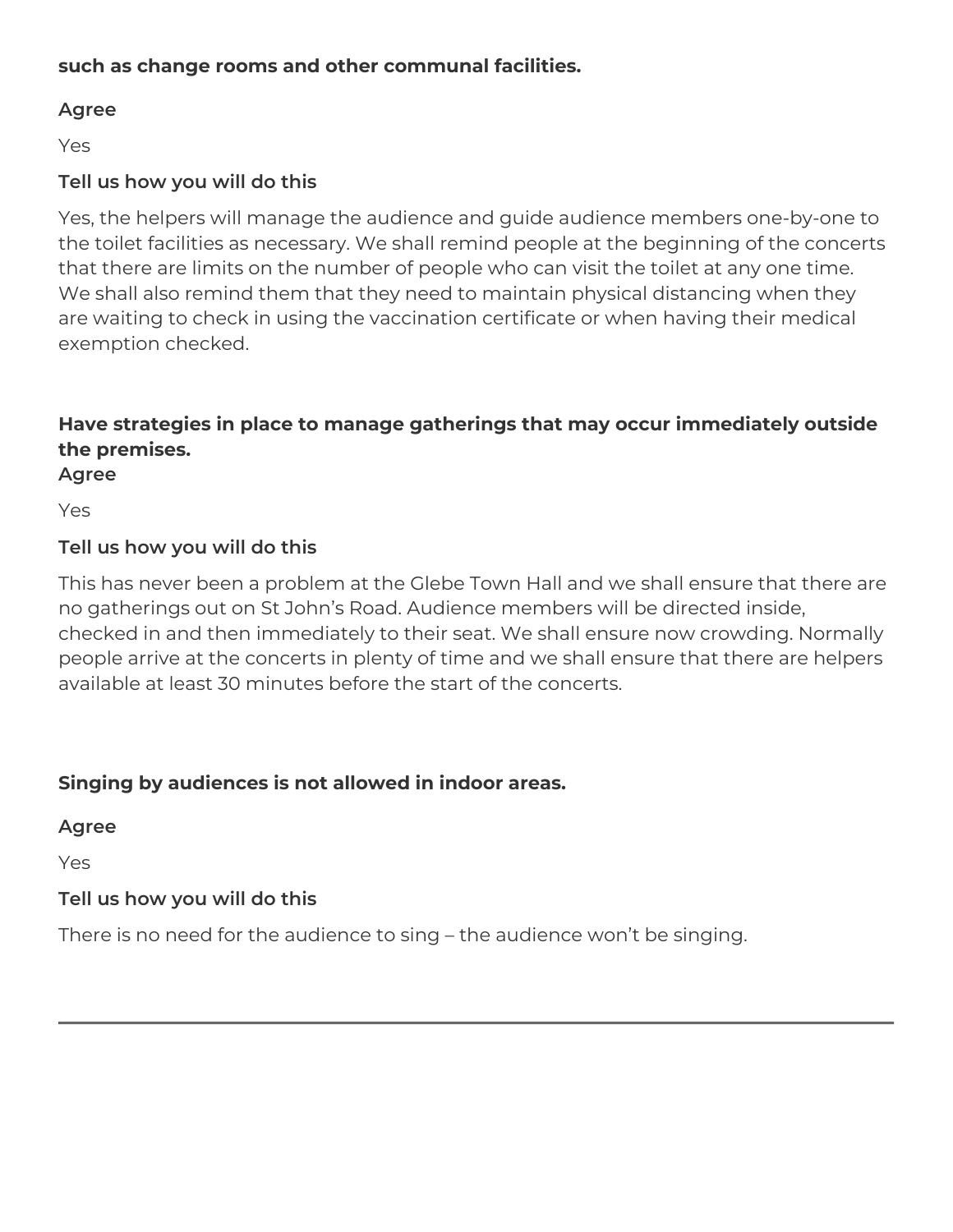**such as change rooms and other communal facilities.**

**Agree**

Yes

**Tell us how you will do this**

Yes, the helpers will manage the audience and guide audience members one-by-one to the toilet facilities as necessary. We shall remind people at the beginning of the concerts that there are limits on the number of people who can visit the toilet at any one time. We shall also remind them that they need to maintain physical distancing when they are waiting to check in using the vaccination certificate or when having their medical exemption checked.

**Have strategies in place to manage gatherings that may occur immediately outside the premises.**

**Agree**

Yes

**Tell us how you will do this**

This has never been a problem at the Glebe Town Hall and we shall ensure that there are no gatherings out on St John's Road. Audience members will be directed inside, checked in and then immediately to their seat. We shall ensure now crowding. Normally people arrive at the concerts in plenty of time and we shall ensure that there are helpers available at least 30 minutes before the start of the concerts.

**Singing by audiences is not allowed in indoor areas.**

**Agree**

Yes

**Tell us how you will do this**

There is no need for the audience to sing – the audience won't be singing.

---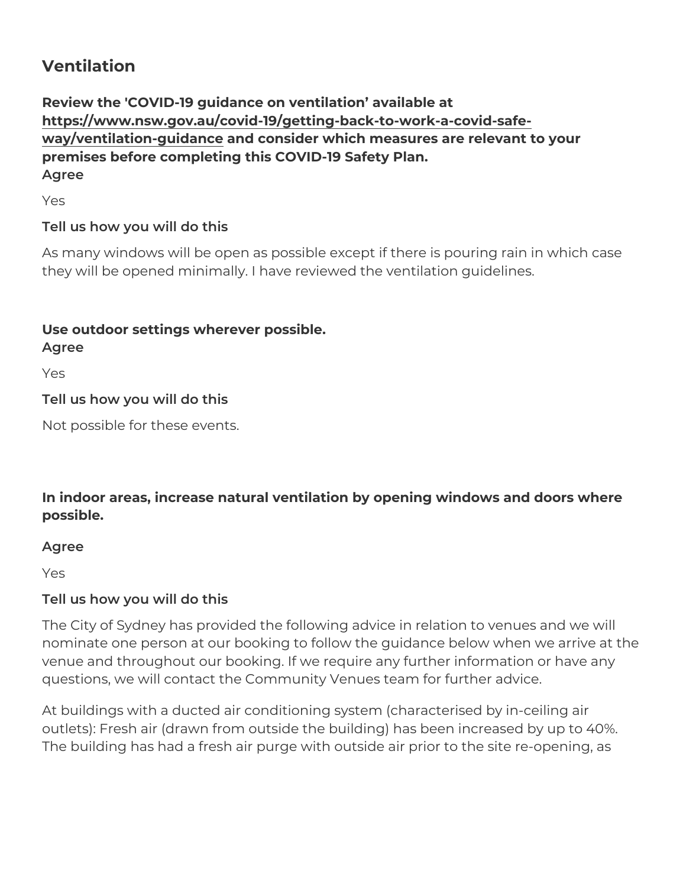## Ventilation

**Review the 'COVID-19 guidance on ventilation' available at [https://www.nsw.gov.au/covid-19/getting-back-to-work-a-covid-safe-way/ventilation-guidance](https://www.nsw.gov.au/covid-19/getting-back-to-work-a-covid-safe-way/ventilation-guidance) and consider which measures are relevant to your premises before completing this COVID-19 Safety Plan.**

**Agree**

Yes

**Tell us how you will do this**

As many windows will be open as possible except if there is pouring rain in which case they will be opened minimally. I have reviewed the ventilation guidelines.

**Use outdoor settings wherever possible.**

**Agree**

Yes

**Tell us how you will do this**

Not possible for these events.

**In indoor areas, increase natural ventilation by opening windows and doors where possible.**

**Agree**

Yes

**Tell us how you will do this**

The City of Sydney has provided the following advice in relation to venues and we will nominate one person at our booking to follow the guidance below when we arrive at the venue and throughout our booking. If we require any further information or have any questions, we will contact the Community Venues team for further advice.

At buildings with a ducted air conditioning system (characterised by in-ceiling air outlets): Fresh air (drawn from outside the building) has been increased by up to 40%. The building has had a fresh air purge with outside air prior to the site re-opening, as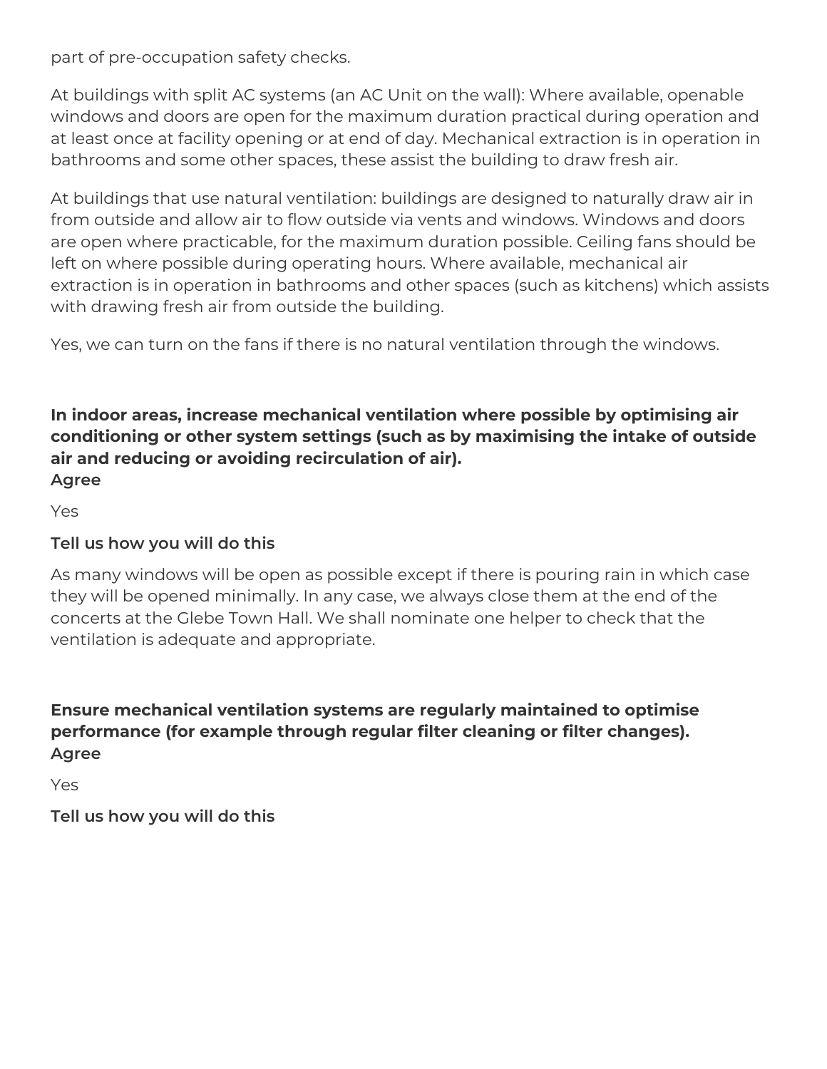part of pre-occupation safety checks.

At buildings with split AC systems (an AC Unit on the wall): Where available, openable windows and doors are open for the maximum duration practical during operation and at least once at facility opening or at end of day. Mechanical extraction is in operation in bathrooms and some other spaces, these assist the building to draw fresh air.

At buildings that use natural ventilation: buildings are designed to naturally draw air in from outside and allow air to flow outside via vents and windows. Windows and doors are open where practicable, for the maximum duration possible. Ceiling fans should be left on where possible during operating hours. Where available, mechanical air extraction is in operation in bathrooms and other spaces (such as kitchens) which assists with drawing fresh air from outside the building.

Yes, we can turn on the fans if there is no natural ventilation through the windows.

**In indoor areas, increase mechanical ventilation where possible by optimising air conditioning or other system settings (such as by maximising the intake of outside air and reducing or avoiding recirculation of air).**
**Agree**

Yes

**Tell us how you will do this**

As many windows will be open as possible except if there is pouring rain in which case they will be opened minimally. In any case, we always close them at the end of the concerts at the Glebe Town Hall. We shall nominate one helper to check that the ventilation is adequate and appropriate.

**Ensure mechanical ventilation systems are regularly maintained to optimise performance (for example through regular filter cleaning or filter changes).**
**Agree**

Yes

**Tell us how you will do this**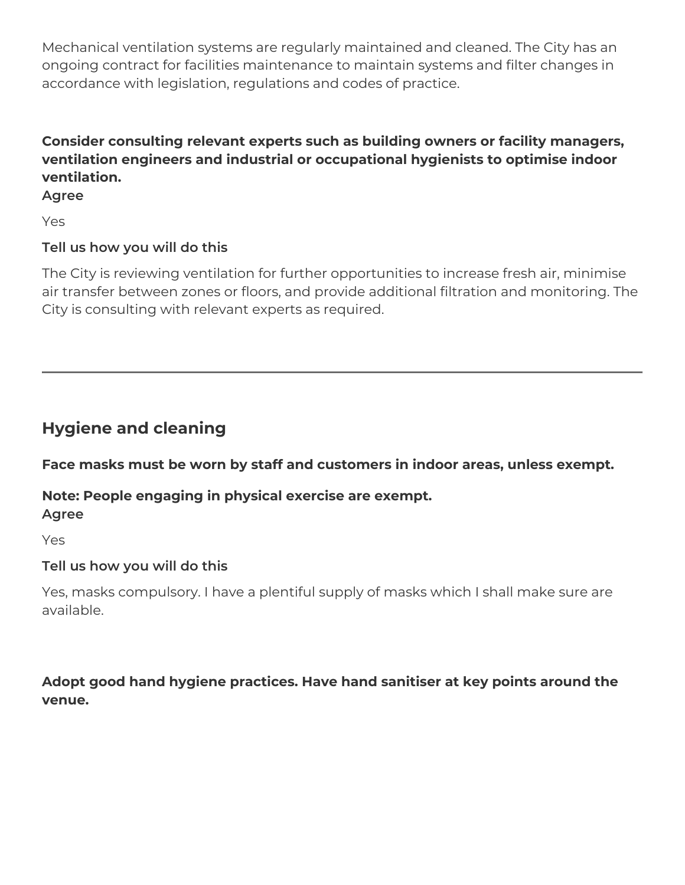Mechanical ventilation systems are regularly maintained and cleaned. The City has an ongoing contract for facilities maintenance to maintain systems and filter changes in accordance with legislation, regulations and codes of practice.

**Consider consulting relevant experts such as building owners or facility managers, ventilation engineers and industrial or occupational hygienists to optimise indoor ventilation.**
**Agree**

Yes

**Tell us how you will do this**

The City is reviewing ventilation for further opportunities to increase fresh air, minimise air transfer between zones or floors, and provide additional filtration and monitoring. The City is consulting with relevant experts as required.

---

## Hygiene and cleaning

**Face masks must be worn by staff and customers in indoor areas, unless exempt.**

**Note: People engaging in physical exercise are exempt.**
**Agree**

Yes

**Tell us how you will do this**

Yes, masks compulsory. I have a plentiful supply of masks which I shall make sure are available.

**Adopt good hand hygiene practices. Have hand sanitiser at key points around the venue.**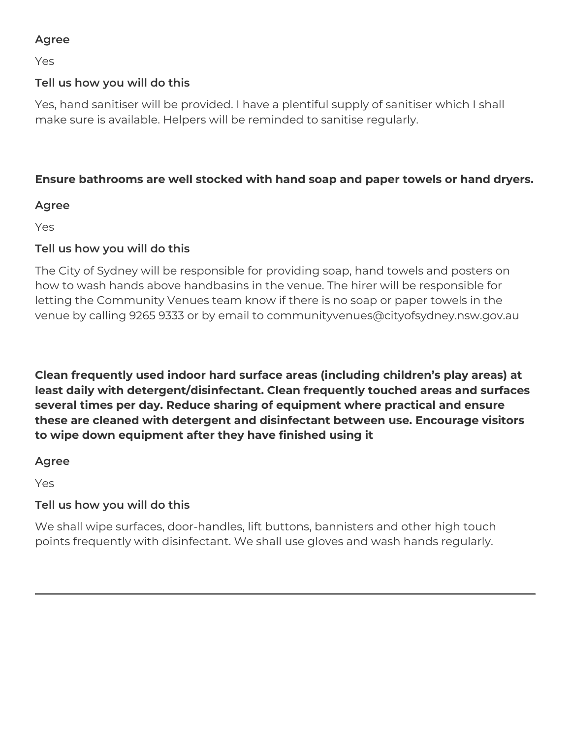**Agree**

Yes

**Tell us how you will do this**

Yes, hand sanitiser will be provided. I have a plentiful supply of sanitiser which I shall make sure is available. Helpers will be reminded to sanitise regularly.

**Ensure bathrooms are well stocked with hand soap and paper towels or hand dryers.**

**Agree**

Yes

**Tell us how you will do this**

The City of Sydney will be responsible for providing soap, hand towels and posters on how to wash hands above handbasins in the venue. The hirer will be responsible for letting the Community Venues team know if there is no soap or paper towels in the venue by calling 9265 9333 or by email to communityvenues@cityofsydney.nsw.gov.au

**Clean frequently used indoor hard surface areas (including children's play areas) at least daily with detergent/disinfectant. Clean frequently touched areas and surfaces several times per day. Reduce sharing of equipment where practical and ensure these are cleaned with detergent and disinfectant between use. Encourage visitors to wipe down equipment after they have finished using it**

**Agree**

Yes

**Tell us how you will do this**

We shall wipe surfaces, door-handles, lift buttons, bannisters and other high touch points frequently with disinfectant. We shall use gloves and wash hands regularly.

---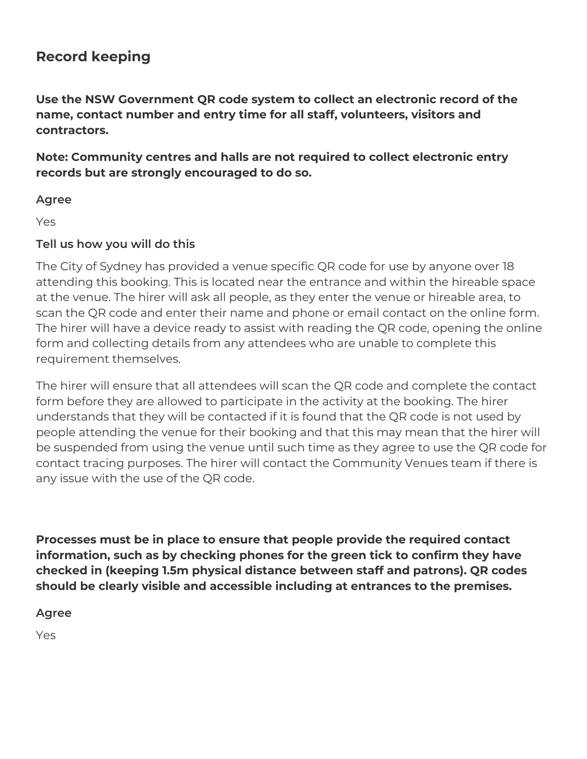## Record keeping

**Use the NSW Government QR code system to collect an electronic record of the name, contact number and entry time for all staff, volunteers, visitors and contractors.**

**Note: Community centres and halls are not required to collect electronic entry records but are strongly encouraged to do so.**

**Agree**

Yes

**Tell us how you will do this**

The City of Sydney has provided a venue specific QR code for use by anyone over 18 attending this booking. This is located near the entrance and within the hireable space at the venue. The hirer will ask all people, as they enter the venue or hireable area, to scan the QR code and enter their name and phone or email contact on the online form. The hirer will have a device ready to assist with reading the QR code, opening the online form and collecting details from any attendees who are unable to complete this requirement themselves.

The hirer will ensure that all attendees will scan the QR code and complete the contact form before they are allowed to participate in the activity at the booking. The hirer understands that they will be contacted if it is found that the QR code is not used by people attending the venue for their booking and that this may mean that the hirer will be suspended from using the venue until such time as they agree to use the QR code for contact tracing purposes. The hirer will contact the Community Venues team if there is any issue with the use of the QR code.

**Processes must be in place to ensure that people provide the required contact information, such as by checking phones for the green tick to confirm they have checked in (keeping 1.5m physical distance between staff and patrons). QR codes should be clearly visible and accessible including at entrances to the premises.**

**Agree**

Yes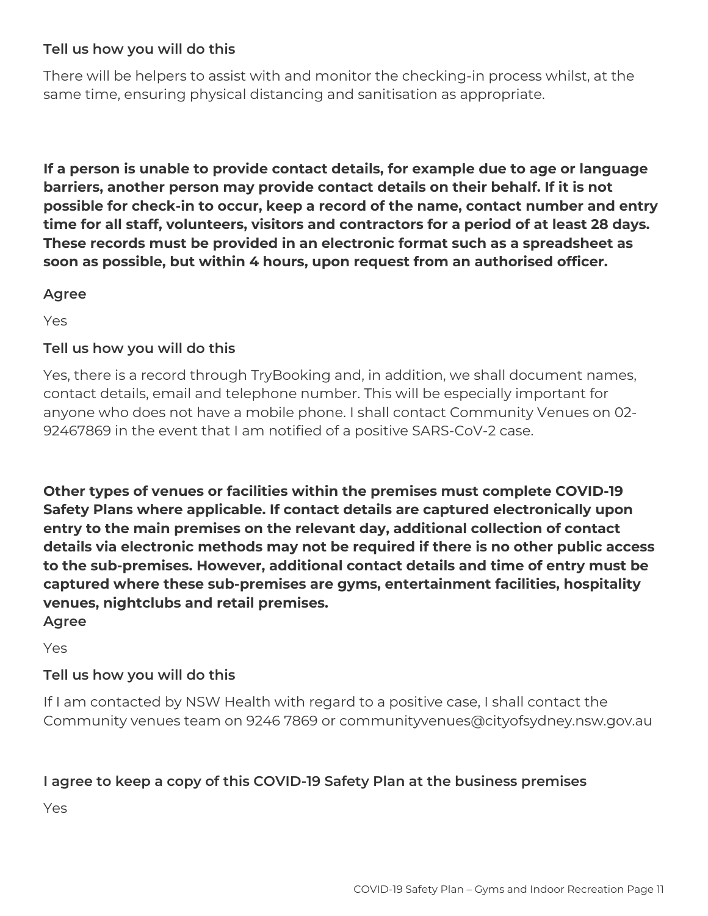**Tell us how you will do this**

There will be helpers to assist with and monitor the checking-in process whilst, at the same time, ensuring physical distancing and sanitisation as appropriate.

**If a person is unable to provide contact details, for example due to age or language barriers, another person may provide contact details on their behalf. If it is not possible for check-in to occur, keep a record of the name, contact number and entry time for all staff, volunteers, visitors and contractors for a period of at least 28 days. These records must be provided in an electronic format such as a spreadsheet as soon as possible, but within 4 hours, upon request from an authorised officer.**

**Agree**

Yes

**Tell us how you will do this**

Yes, there is a record through TryBooking and, in addition, we shall document names, contact details, email and telephone number. This will be especially important for anyone who does not have a mobile phone. I shall contact Community Venues on 02-92467869 in the event that I am notified of a positive SARS-CoV-2 case.

**Other types of venues or facilities within the premises must complete COVID-19 Safety Plans where applicable. If contact details are captured electronically upon entry to the main premises on the relevant day, additional collection of contact details via electronic methods may not be required if there is no other public access to the sub-premises. However, additional contact details and time of entry must be captured where these sub-premises are gyms, entertainment facilities, hospitality venues, nightclubs and retail premises.**

**Agree**

Yes

**Tell us how you will do this**

If I am contacted by NSW Health with regard to a positive case, I shall contact the Community venues team on 9246 7869 or communityvenues@cityofsydney.nsw.gov.au

**I agree to keep a copy of this COVID-19 Safety Plan at the business premises**

Yes